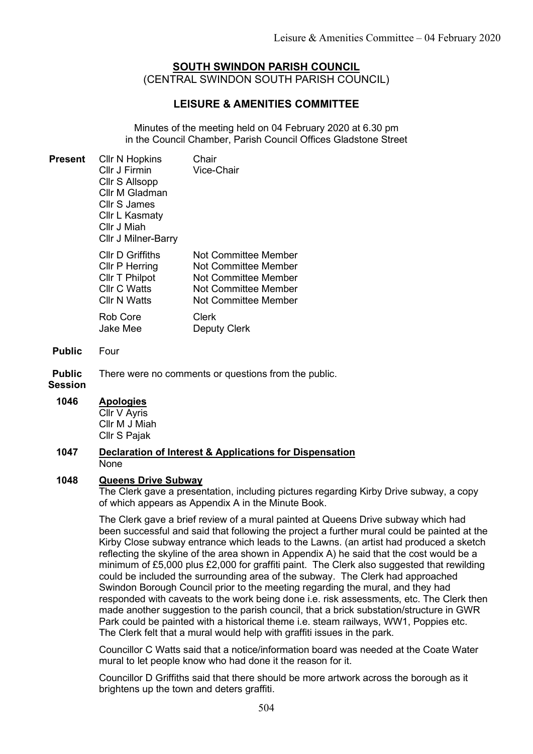# SOUTH SWINDON PARISH COUNCIL
(CENTRAL SWINDON SOUTH PARISH COUNCIL)

## LEISURE & AMENITIES COMMITTEE

Minutes of the meeting held on 04 February 2020 at 6.30 pm in the Council Chamber, Parish Council Offices Gladstone Street

**Present**

| | |
|---|---|
| Cllr N Hopkins | Chair |
| Cllr J Firmin | Vice-Chair |
| Cllr S Allsopp | |
| Cllr M Gladman | |
| Cllr S James | |
| Cllr L Kasmaty | |
| Cllr J Miah | |
| Cllr J Milner-Barry | |
| Cllr D Griffiths | Not Committee Member |
| Cllr P Herring | Not Committee Member |
| Cllr T Philpot | Not Committee Member |
| Cllr C Watts | Not Committee Member |
| Cllr N Watts | Not Committee Member |
| Rob Core | Clerk |
| Jake Mee | Deputy Clerk |

**Public** Four

**Public Session** There were no comments or questions from the public.

**1046 Apologies**

Cllr V Ayris
Cllr M J Miah
Cllr S Pajak

**1047 Declaration of Interest & Applications for Dispensation**

None

**1048 Queens Drive Subway**

The Clerk gave a presentation, including pictures regarding Kirby Drive subway, a copy of which appears as Appendix A in the Minute Book.

The Clerk gave a brief review of a mural painted at Queens Drive subway which had been successful and said that following the project a further mural could be painted at the Kirby Close subway entrance which leads to the Lawns. (an artist had produced a sketch reflecting the skyline of the area shown in Appendix A) he said that the cost would be a minimum of £5,000 plus £2,000 for graffiti paint. The Clerk also suggested that rewilding could be included the surrounding area of the subway. The Clerk had approached Swindon Borough Council prior to the meeting regarding the mural, and they had responded with caveats to the work being done i.e. risk assessments, etc. The Clerk then made another suggestion to the parish council, that a brick substation/structure in GWR Park could be painted with a historical theme i.e. steam railways, WW1, Poppies etc. The Clerk felt that a mural would help with graffiti issues in the park.

Councillor C Watts said that a notice/information board was needed at the Coate Water mural to let people know who had done it the reason for it.

Councillor D Griffiths said that there should be more artwork across the borough as it brightens up the town and deters graffiti.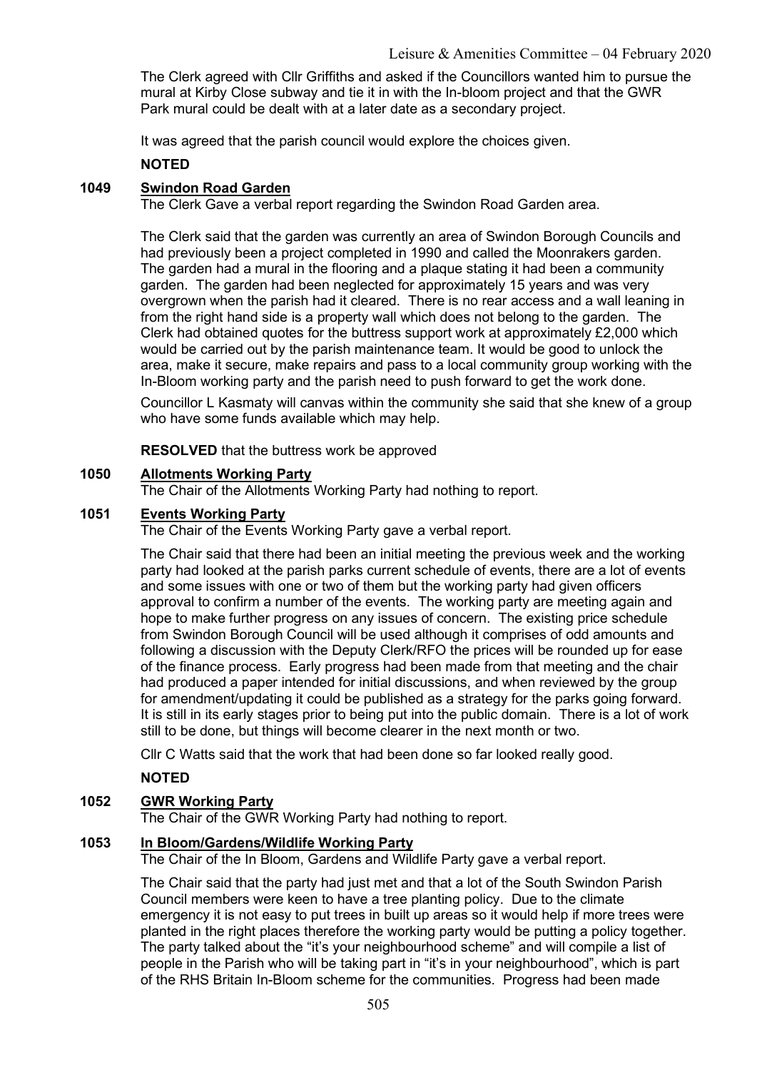The Clerk agreed with Cllr Griffiths and asked if the Councillors wanted him to pursue the mural at Kirby Close subway and tie it in with the In-bloom project and that the GWR Park mural could be dealt with at a later date as a secondary project.

It was agreed that the parish council would explore the choices given.

**NOTED**

### 1049 Swindon Road Garden

The Clerk Gave a verbal report regarding the Swindon Road Garden area.

The Clerk said that the garden was currently an area of Swindon Borough Councils and had previously been a project completed in 1990 and called the Moonrakers garden. The garden had a mural in the flooring and a plaque stating it had been a community garden. The garden had been neglected for approximately 15 years and was very overgrown when the parish had it cleared. There is no rear access and a wall leaning in from the right hand side is a property wall which does not belong to the garden. The Clerk had obtained quotes for the buttress support work at approximately £2,000 which would be carried out by the parish maintenance team. It would be good to unlock the area, make it secure, make repairs and pass to a local community group working with the In-Bloom working party and the parish need to push forward to get the work done.

Councillor L Kasmaty will canvas within the community she said that she knew of a group who have some funds available which may help.

**RESOLVED** that the buttress work be approved

### 1050 Allotments Working Party

The Chair of the Allotments Working Party had nothing to report.

### 1051 Events Working Party

The Chair of the Events Working Party gave a verbal report.

The Chair said that there had been an initial meeting the previous week and the working party had looked at the parish parks current schedule of events, there are a lot of events and some issues with one or two of them but the working party had given officers approval to confirm a number of the events. The working party are meeting again and hope to make further progress on any issues of concern. The existing price schedule from Swindon Borough Council will be used although it comprises of odd amounts and following a discussion with the Deputy Clerk/RFO the prices will be rounded up for ease of the finance process. Early progress had been made from that meeting and the chair had produced a paper intended for initial discussions, and when reviewed by the group for amendment/updating it could be published as a strategy for the parks going forward. It is still in its early stages prior to being put into the public domain. There is a lot of work still to be done, but things will become clearer in the next month or two.

Cllr C Watts said that the work that had been done so far looked really good.

**NOTED**

### 1052 GWR Working Party

The Chair of the GWR Working Party had nothing to report.

### 1053 In Bloom/Gardens/Wildlife Working Party

The Chair of the In Bloom, Gardens and Wildlife Party gave a verbal report.

The Chair said that the party had just met and that a lot of the South Swindon Parish Council members were keen to have a tree planting policy. Due to the climate emergency it is not easy to put trees in built up areas so it would help if more trees were planted in the right places therefore the working party would be putting a policy together. The party talked about the "it's your neighbourhood scheme" and will compile a list of people in the Parish who will be taking part in "it's in your neighbourhood", which is part of the RHS Britain In-Bloom scheme for the communities. Progress had been made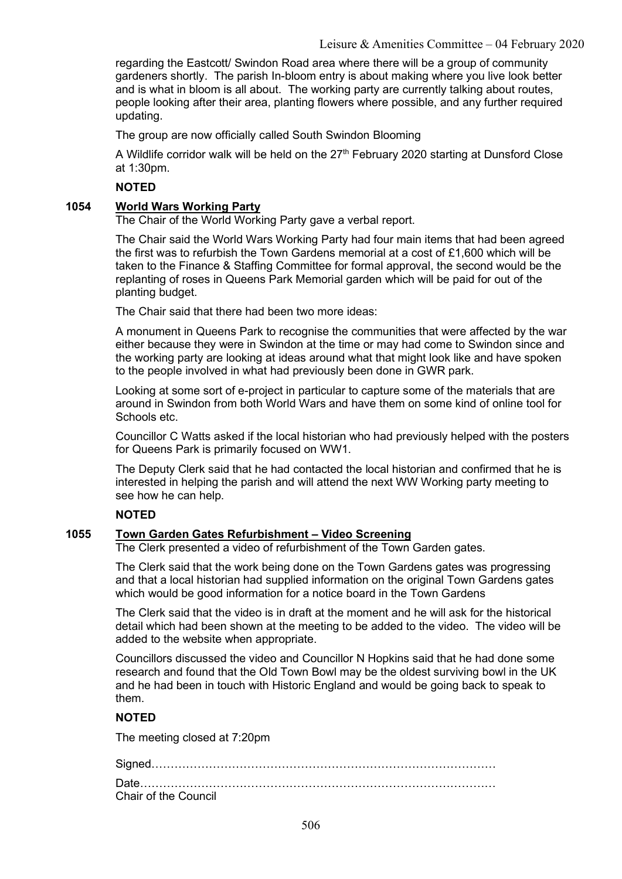regarding the Eastcott/ Swindon Road area where there will be a group of community gardeners shortly. The parish In-bloom entry is about making where you live look better and is what in bloom is all about. The working party are currently talking about routes, people looking after their area, planting flowers where possible, and any further required updating.

The group are now officially called South Swindon Blooming

A Wildlife corridor walk will be held on the 27th February 2020 starting at Dunsford Close at 1:30pm.

**NOTED**

## 1054 World Wars Working Party

The Chair of the World Working Party gave a verbal report.

The Chair said the World Wars Working Party had four main items that had been agreed the first was to refurbish the Town Gardens memorial at a cost of £1,600 which will be taken to the Finance & Staffing Committee for formal approval, the second would be the replanting of roses in Queens Park Memorial garden which will be paid for out of the planting budget.

The Chair said that there had been two more ideas:

A monument in Queens Park to recognise the communities that were affected by the war either because they were in Swindon at the time or may had come to Swindon since and the working party are looking at ideas around what that might look like and have spoken to the people involved in what had previously been done in GWR park.

Looking at some sort of e-project in particular to capture some of the materials that are around in Swindon from both World Wars and have them on some kind of online tool for Schools etc.

Councillor C Watts asked if the local historian who had previously helped with the posters for Queens Park is primarily focused on WW1.

The Deputy Clerk said that he had contacted the local historian and confirmed that he is interested in helping the parish and will attend the next WW Working party meeting to see how he can help.

**NOTED**

## 1055 Town Garden Gates Refurbishment – Video Screening

The Clerk presented a video of refurbishment of the Town Garden gates.

The Clerk said that the work being done on the Town Gardens gates was progressing and that a local historian had supplied information on the original Town Gardens gates which would be good information for a notice board in the Town Gardens

The Clerk said that the video is in draft at the moment and he will ask for the historical detail which had been shown at the meeting to be added to the video. The video will be added to the website when appropriate.

Councillors discussed the video and Councillor N Hopkins said that he had done some research and found that the Old Town Bowl may be the oldest surviving bowl in the UK and he had been in touch with Historic England and would be going back to speak to them.

**NOTED**

The meeting closed at 7:20pm

Signed……………………………………………………………………………

Date………………………………………………………………………………
Chair of the Council